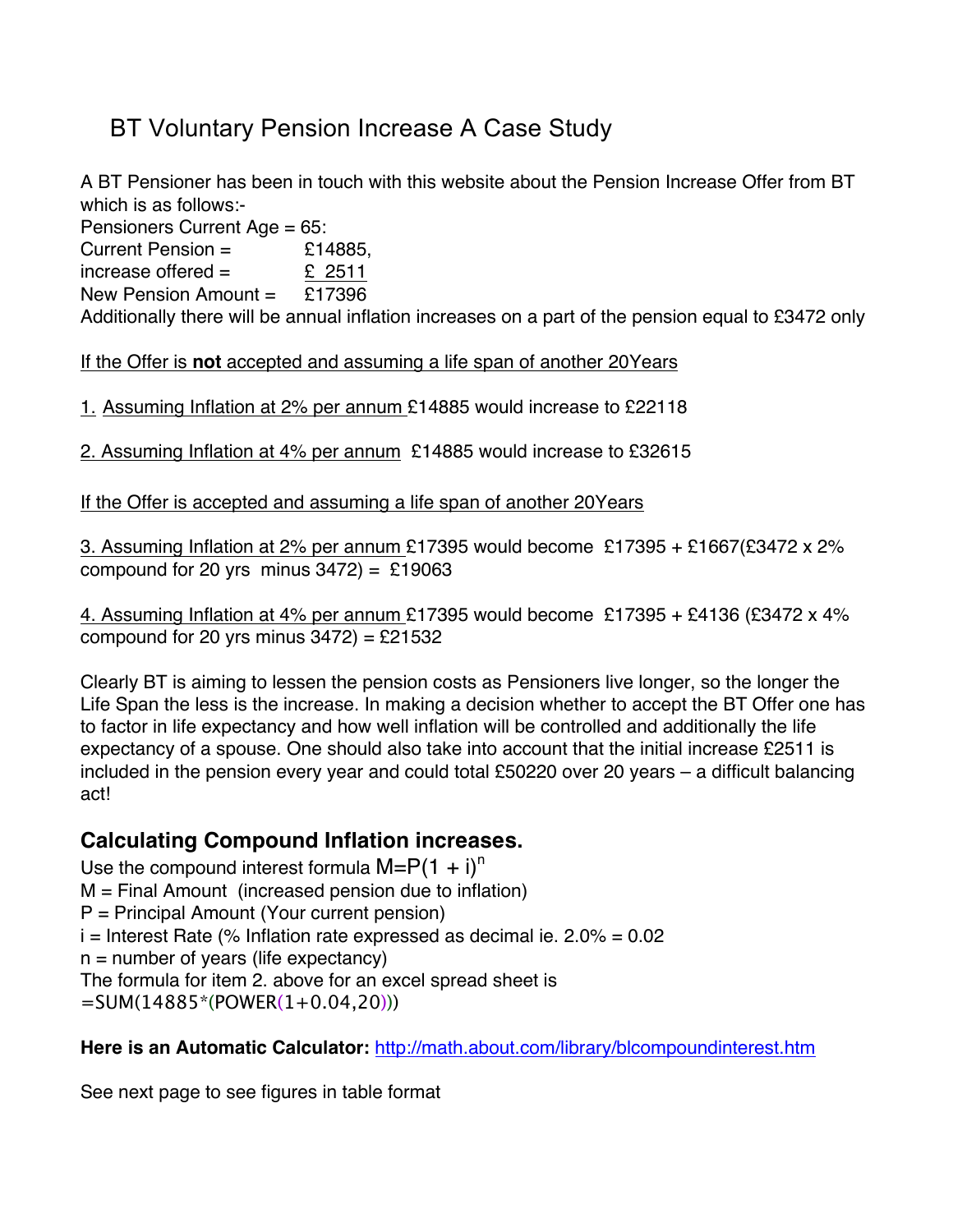# BT Voluntary Pension Increase A Case Study

A BT Pensioner has been in touch with this website about the Pension Increase Offer from BT which is as follows:-

Pensioners Current Age = 65:

Current Pension = £14885,

increase offered = £ 2511

New Pension Amount = £17396

Additionally there will be annual inflation increases on a part of the pension equal to £3472 only

If the Offer is **not** accepted and assuming a life span of another 20Years

1. Assuming Inflation at 2% per annum £14885 would increase to £22118

2. Assuming Inflation at 4% per annum £14885 would increase to £32615

If the Offer is accepted and assuming a life span of another 20Years

3. Assuming Inflation at 2% per annum £17395 would become £17395 + £1667(£3472 x 2% compound for 20 yrs minus 3472) = £19063

4. Assuming Inflation at 4% per annum £17395 would become £17395 + £4136 (£3472 x 4% compound for 20 yrs minus 3472) = £21532

Clearly BT is aiming to lessen the pension costs as Pensioners live longer, so the longer the Life Span the less is the increase. In making a decision whether to accept the BT Offer one has to factor in life expectancy and how well inflation will be controlled and additionally the life expectancy of a spouse. One should also take into account that the initial increase £2511 is included in the pension every year and could total £50220 over 20 years – a difficult balancing act!

## Calculating Compound Inflation increases.

Use the compound interest formula $M=P(1 + i)^n$

M = Final Amount (increased pension due to inflation)

P = Principal Amount (Your current pension)

i = Interest Rate (% Inflation rate expressed as decimal ie. 2.0% = 0.02

n = number of years (life expectancy)

The formula for item 2. above for an excel spread sheet is

```
=SUM(14885*(POWER(1+0.04,20)))
```

**Here is an Automatic Calculator:** http://math.about.com/library/blcompoundinterest.htm

See next page to see figures in table format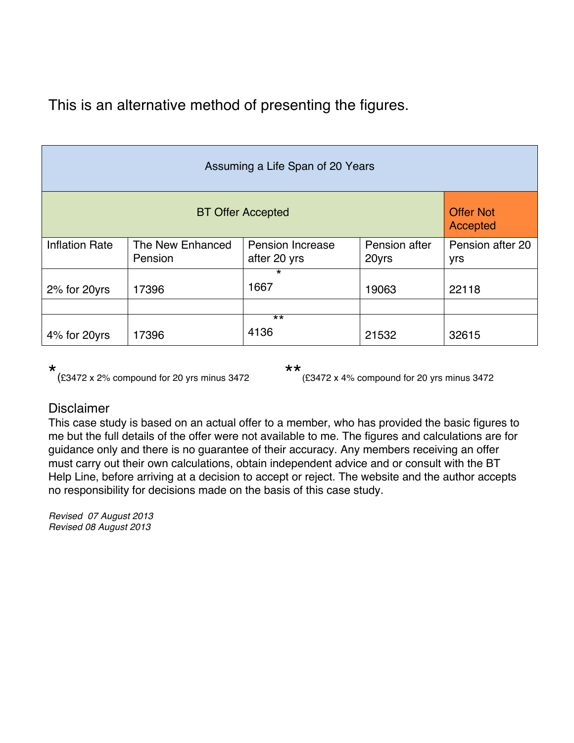This is an alternative method of presenting the figures.

| Assuming a Life Span of 20 Years | | | | |
|---|---|---|---|---|
| BT Offer Accepted | | | | Offer Not Accepted |
| Inflation Rate | The New Enhanced Pension | Pension Increase after 20 yrs | Pension after 20yrs | Pension after 20 yrs |
| 2% for 20yrs | 17396 | * 1667 | 19063 | 22118 |
| | | | | |
| 4% for 20yrs | 17396 | ** 4136 | 21532 | 32615 |

* (£3472 x 2% compound for 20 yrs minus 3472

** (£3472 x 4% compound for 20 yrs minus 3472

## Disclaimer

This case study is based on an actual offer to a member, who has provided the basic figures to me but the full details of the offer were not available to me. The figures and calculations are for guidance only and there is no guarantee of their accuracy. Any members receiving an offer must carry out their own calculations, obtain independent advice and or consult with the BT Help Line, before arriving at a decision to accept or reject. The website and the author accepts no responsibility for decisions made on the basis of this case study.

*Revised 07 August 2013*
*Revised 08 August 2013*